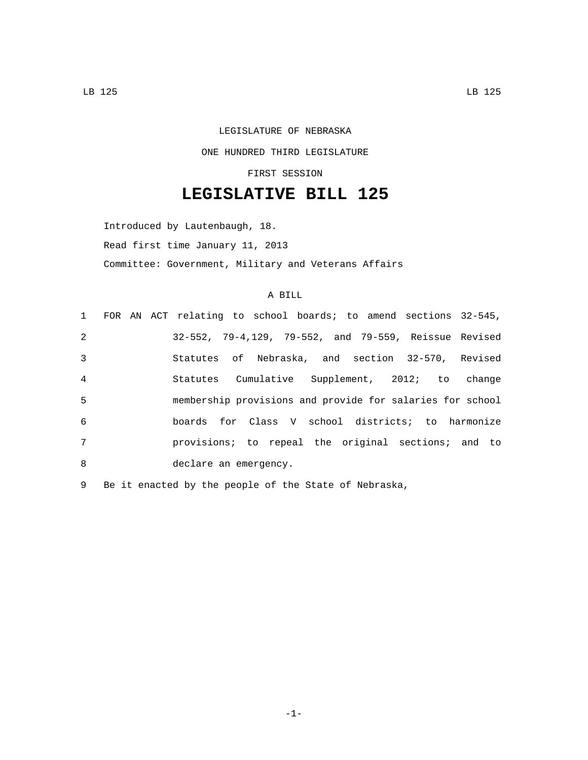LEGISLATURE OF NEBRASKA

ONE HUNDRED THIRD LEGISLATURE

FIRST SESSION

# LEGISLATIVE BILL 125

Introduced by Lautenbaugh, 18.

Read first time January 11, 2013

Committee: Government, Military and Veterans Affairs

A BILL

1 FOR AN ACT relating to school boards; to amend sections 32-545,
2 32-552, 79-4,129, 79-552, and 79-559, Reissue Revised
3 Statutes of Nebraska, and section 32-570, Revised
4 Statutes Cumulative Supplement, 2012; to change
5 membership provisions and provide for salaries for school
6 boards for Class V school districts; to harmonize
7 provisions; to repeal the original sections; and to
8 declare an emergency.

9 Be it enacted by the people of the State of Nebraska,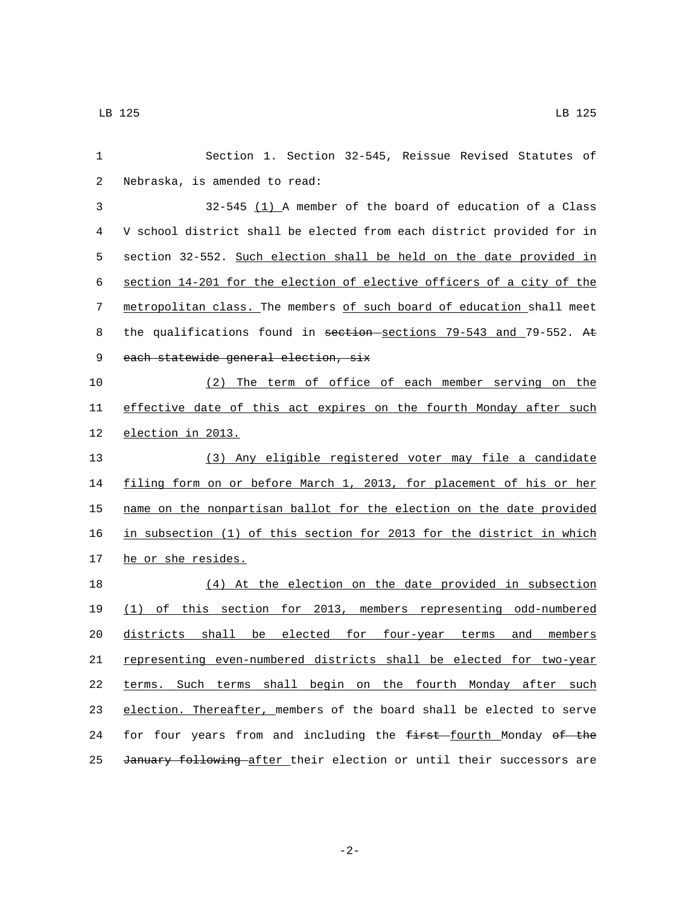Section 1. Section 32-545, Reissue Revised Statutes of Nebraska, is amended to read:

32-545 (1) A member of the board of education of a Class V school district shall be elected from each district provided for in section 32-552. Such election shall be held on the date provided in section 14-201 for the election of elective officers of a city of the metropolitan class. The members of such board of education shall meet the qualifications found in ~~section~~ sections 79-543 and 79-552. ~~At each statewide general election, six~~

(2) The term of office of each member serving on the effective date of this act expires on the fourth Monday after such election in 2013.

(3) Any eligible registered voter may file a candidate filing form on or before March 1, 2013, for placement of his or her name on the nonpartisan ballot for the election on the date provided in subsection (1) of this section for 2013 for the district in which he or she resides.

(4) At the election on the date provided in subsection (1) of this section for 2013, members representing odd-numbered districts shall be elected for four-year terms and members representing even-numbered districts shall be elected for two-year terms. Such terms shall begin on the fourth Monday after such election. Thereafter, members of the board shall be elected to serve for four years from and including the ~~first~~ fourth Monday ~~of the January following~~ after their election or until their successors are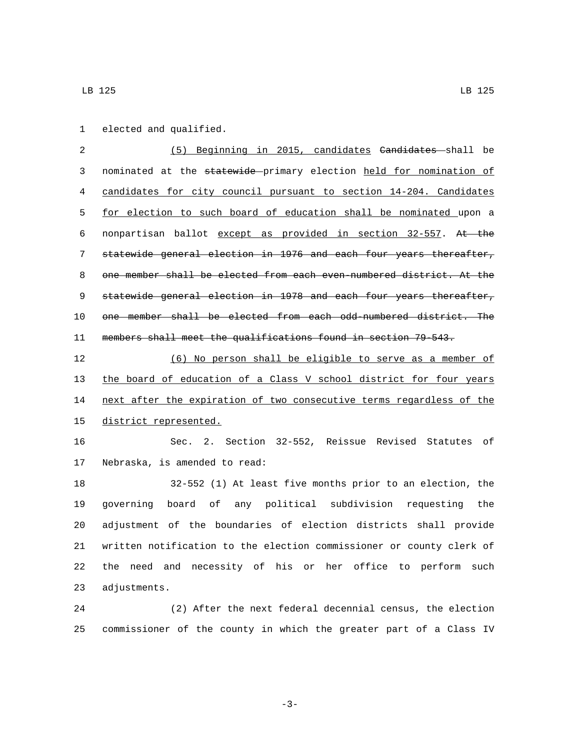elected and qualified.

<u>(5) Beginning in 2015, candidates</u> ~~Candidates~~ shall be nominated at the ~~statewide~~ primary election <u>held for nomination of candidates for city council pursuant to section 14-204. Candidates for election to such board of education shall be nominated</u> upon a nonpartisan ballot <u>except as provided in section 32-557</u>. ~~At the statewide general election in 1976 and each four years thereafter, one member shall be elected from each even-numbered district. At the statewide general election in 1978 and each four years thereafter, one member shall be elected from each odd-numbered district. The members shall meet the qualifications found in section 79-543.~~

<u>(6) No person shall be eligible to serve as a member of the board of education of a Class V school district for four years next after the expiration of two consecutive terms regardless of the district represented.</u>

Sec. 2. Section 32-552, Reissue Revised Statutes of Nebraska, is amended to read:

32-552 (1) At least five months prior to an election, the governing board of any political subdivision requesting the adjustment of the boundaries of election districts shall provide written notification to the election commissioner or county clerk of the need and necessity of his or her office to perform such adjustments.

(2) After the next federal decennial census, the election commissioner of the county in which the greater part of a Class IV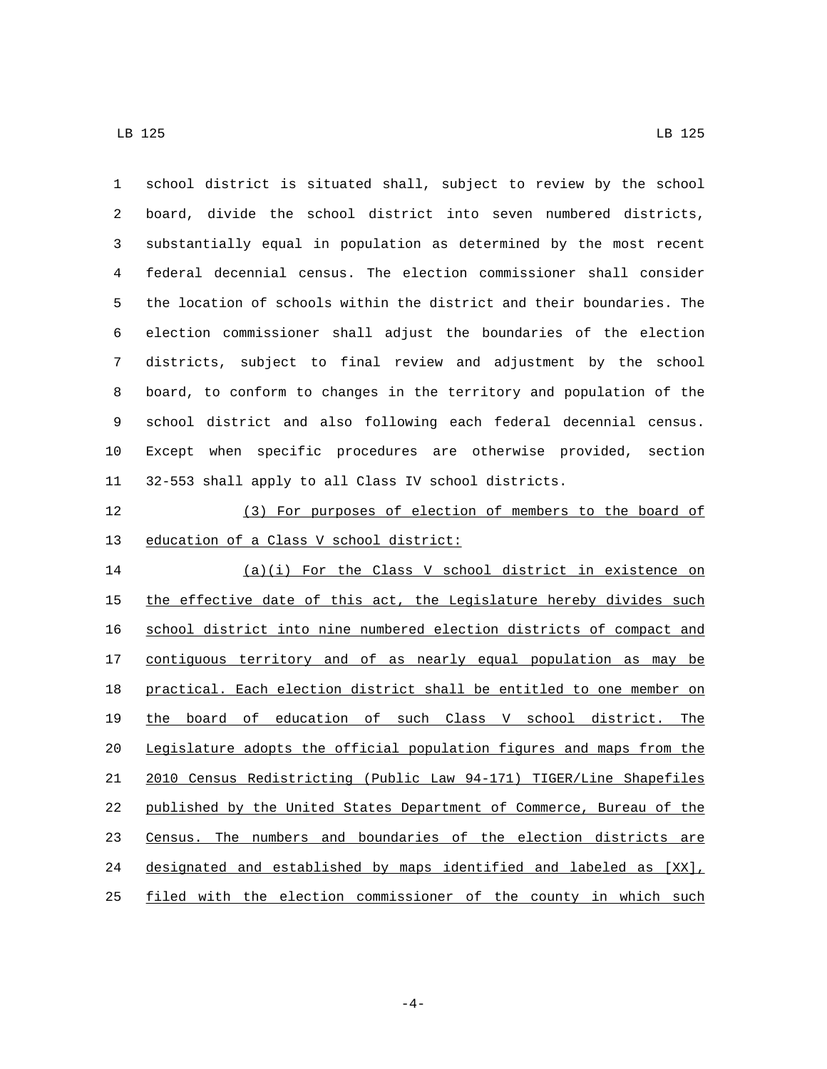school district is situated shall, subject to review by the school board, divide the school district into seven numbered districts, substantially equal in population as determined by the most recent federal decennial census. The election commissioner shall consider the location of schools within the district and their boundaries. The election commissioner shall adjust the boundaries of the election districts, subject to final review and adjustment by the school board, to conform to changes in the territory and population of the school district and also following each federal decennial census. Except when specific procedures are otherwise provided, section 32-553 shall apply to all Class IV school districts.

(3) For purposes of election of members to the board of education of a Class V school district:

(a)(i) For the Class V school district in existence on the effective date of this act, the Legislature hereby divides such school district into nine numbered election districts of compact and contiguous territory and of as nearly equal population as may be practical. Each election district shall be entitled to one member on the board of education of such Class V school district. The Legislature adopts the official population figures and maps from the 2010 Census Redistricting (Public Law 94-171) TIGER/Line Shapefiles published by the United States Department of Commerce, Bureau of the Census. The numbers and boundaries of the election districts are designated and established by maps identified and labeled as [XX], filed with the election commissioner of the county in which such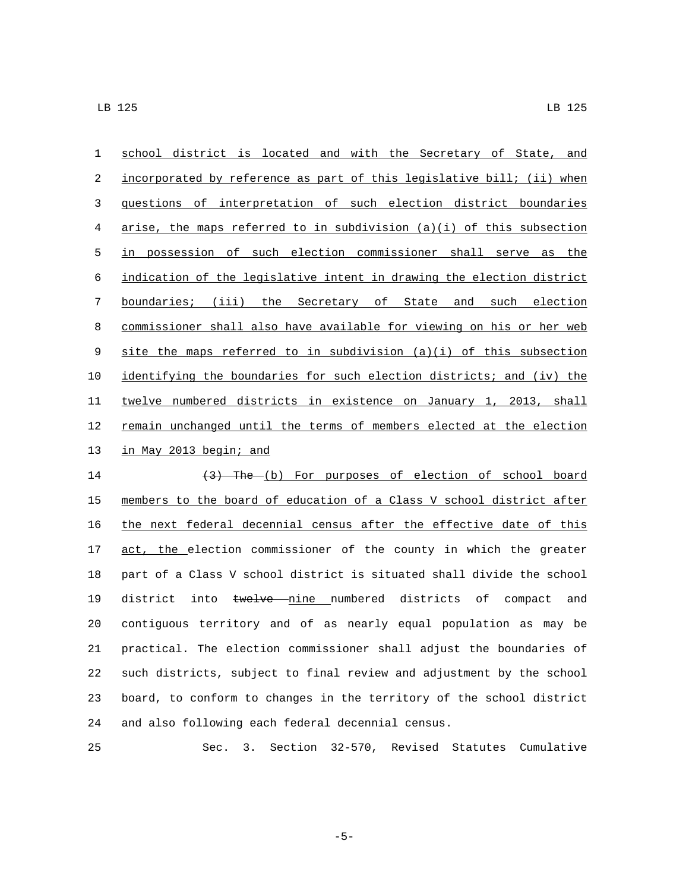school district is located and with the Secretary of State, and incorporated by reference as part of this legislative bill; (ii) when questions of interpretation of such election district boundaries arise, the maps referred to in subdivision (a)(i) of this subsection in possession of such election commissioner shall serve as the indication of the legislative intent in drawing the election district boundaries; (iii) the Secretary of State and such election commissioner shall also have available for viewing on his or her web site the maps referred to in subdivision (a)(i) of this subsection identifying the boundaries for such election districts; and (iv) the twelve numbered districts in existence on January 1, 2013, shall remain unchanged until the terms of members elected at the election in May 2013 begin; and

~~(3) The~~ (b) For purposes of election of school board members to the board of education of a Class V school district after the next federal decennial census after the effective date of this act, the election commissioner of the county in which the greater part of a Class V school district is situated shall divide the school district into ~~twelve~~ nine numbered districts of compact and contiguous territory and of as nearly equal population as may be practical. The election commissioner shall adjust the boundaries of such districts, subject to final review and adjustment by the school board, to conform to changes in the territory of the school district and also following each federal decennial census.

Sec. 3. Section 32-570, Revised Statutes Cumulative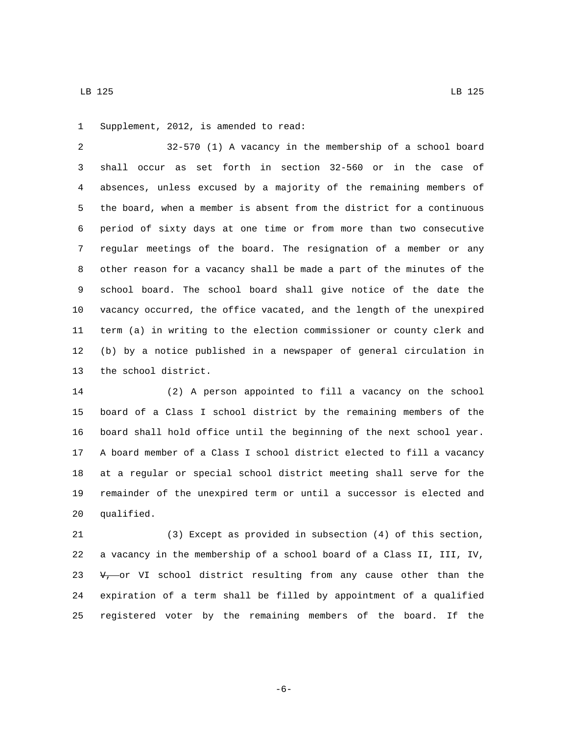Supplement, 2012, is amended to read:

32-570 (1) A vacancy in the membership of a school board shall occur as set forth in section 32-560 or in the case of absences, unless excused by a majority of the remaining members of the board, when a member is absent from the district for a continuous period of sixty days at one time or from more than two consecutive regular meetings of the board. The resignation of a member or any other reason for a vacancy shall be made a part of the minutes of the school board. The school board shall give notice of the date the vacancy occurred, the office vacated, and the length of the unexpired term (a) in writing to the election commissioner or county clerk and (b) by a notice published in a newspaper of general circulation in the school district.

(2) A person appointed to fill a vacancy on the school board of a Class I school district by the remaining members of the board shall hold office until the beginning of the next school year. A board member of a Class I school district elected to fill a vacancy at a regular or special school district meeting shall serve for the remainder of the unexpired term or until a successor is elected and qualified.

(3) Except as provided in subsection (4) of this section, a vacancy in the membership of a school board of a Class II, III, IV, ~~V,~~ or VI school district resulting from any cause other than the expiration of a term shall be filled by appointment of a qualified registered voter by the remaining members of the board. If the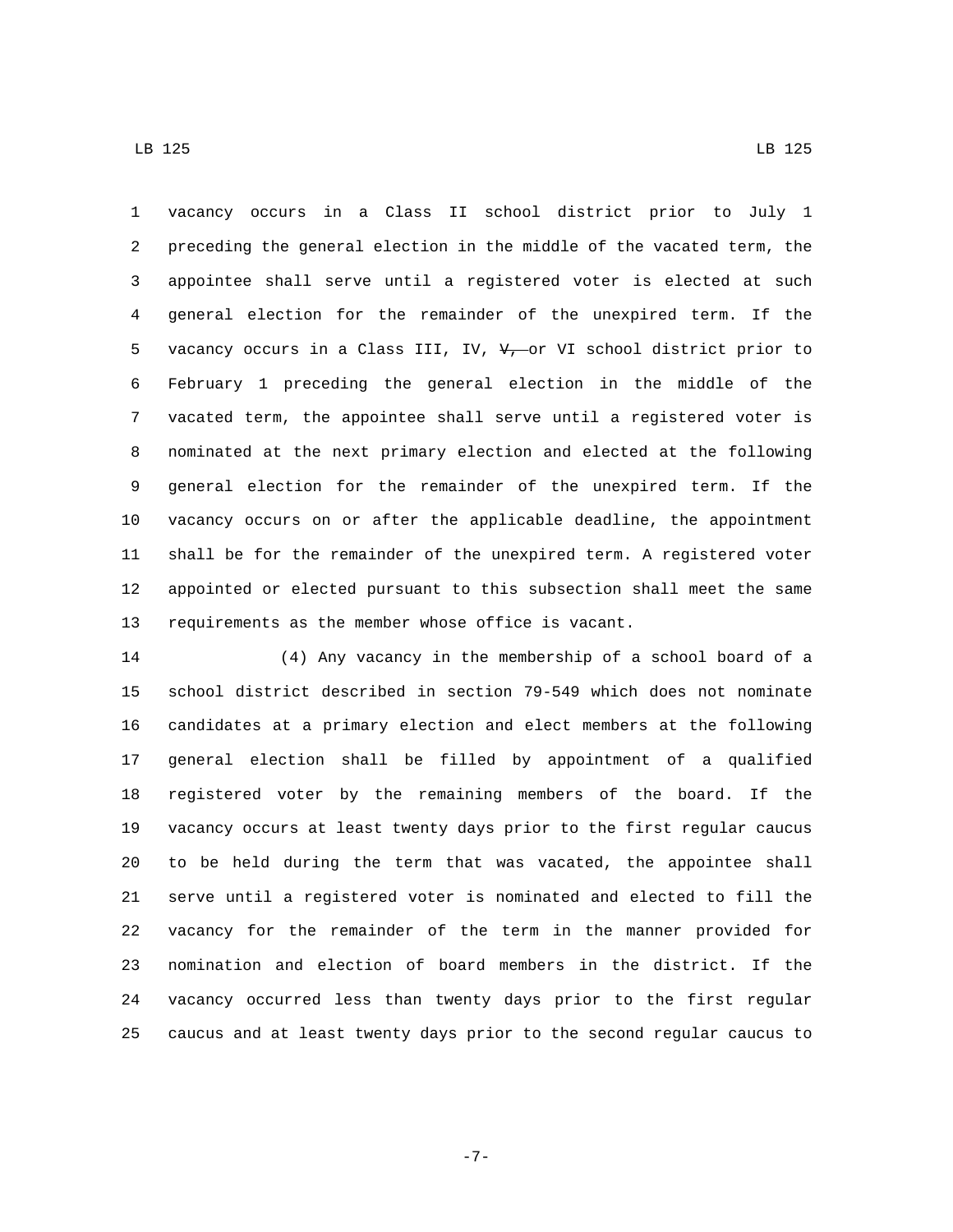vacancy occurs in a Class II school district prior to July 1 preceding the general election in the middle of the vacated term, the appointee shall serve until a registered voter is elected at such general election for the remainder of the unexpired term. If the vacancy occurs in a Class III, IV, ~~V,~~ or VI school district prior to February 1 preceding the general election in the middle of the vacated term, the appointee shall serve until a registered voter is nominated at the next primary election and elected at the following general election for the remainder of the unexpired term. If the vacancy occurs on or after the applicable deadline, the appointment shall be for the remainder of the unexpired term. A registered voter appointed or elected pursuant to this subsection shall meet the same requirements as the member whose office is vacant.

(4) Any vacancy in the membership of a school board of a school district described in section 79-549 which does not nominate candidates at a primary election and elect members at the following general election shall be filled by appointment of a qualified registered voter by the remaining members of the board. If the vacancy occurs at least twenty days prior to the first regular caucus to be held during the term that was vacated, the appointee shall serve until a registered voter is nominated and elected to fill the vacancy for the remainder of the term in the manner provided for nomination and election of board members in the district. If the vacancy occurred less than twenty days prior to the first regular caucus and at least twenty days prior to the second regular caucus to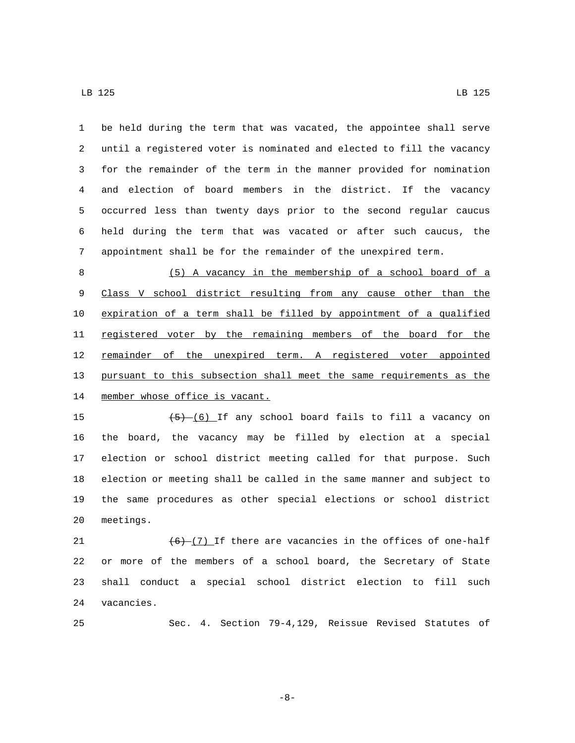be held during the term that was vacated, the appointee shall serve until a registered voter is nominated and elected to fill the vacancy for the remainder of the term in the manner provided for nomination and election of board members in the district. If the vacancy occurred less than twenty days prior to the second regular caucus held during the term that was vacated or after such caucus, the appointment shall be for the remainder of the unexpired term.

(5) A vacancy in the membership of a school board of a Class V school district resulting from any cause other than the expiration of a term shall be filled by appointment of a qualified registered voter by the remaining members of the board for the remainder of the unexpired term. A registered voter appointed pursuant to this subsection shall meet the same requirements as the member whose office is vacant.

~~(5)~~ (6) If any school board fails to fill a vacancy on the board, the vacancy may be filled by election at a special election or school district meeting called for that purpose. Such election or meeting shall be called in the same manner and subject to the same procedures as other special elections or school district meetings.

~~(6)~~ (7) If there are vacancies in the offices of one-half or more of the members of a school board, the Secretary of State shall conduct a special school district election to fill such vacancies.

Sec. 4. Section 79-4,129, Reissue Revised Statutes of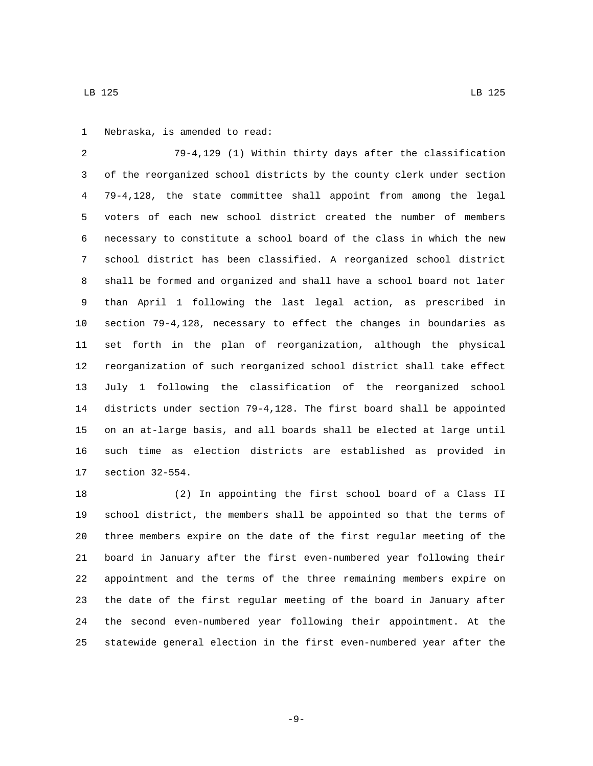Nebraska, is amended to read:

79-4,129 (1) Within thirty days after the classification of the reorganized school districts by the county clerk under section 79-4,128, the state committee shall appoint from among the legal voters of each new school district created the number of members necessary to constitute a school board of the class in which the new school district has been classified. A reorganized school district shall be formed and organized and shall have a school board not later than April 1 following the last legal action, as prescribed in section 79-4,128, necessary to effect the changes in boundaries as set forth in the plan of reorganization, although the physical reorganization of such reorganized school district shall take effect July 1 following the classification of the reorganized school districts under section 79-4,128. The first board shall be appointed on an at-large basis, and all boards shall be elected at large until such time as election districts are established as provided in section 32-554.

(2) In appointing the first school board of a Class II school district, the members shall be appointed so that the terms of three members expire on the date of the first regular meeting of the board in January after the first even-numbered year following their appointment and the terms of the three remaining members expire on the date of the first regular meeting of the board in January after the second even-numbered year following their appointment. At the statewide general election in the first even-numbered year after the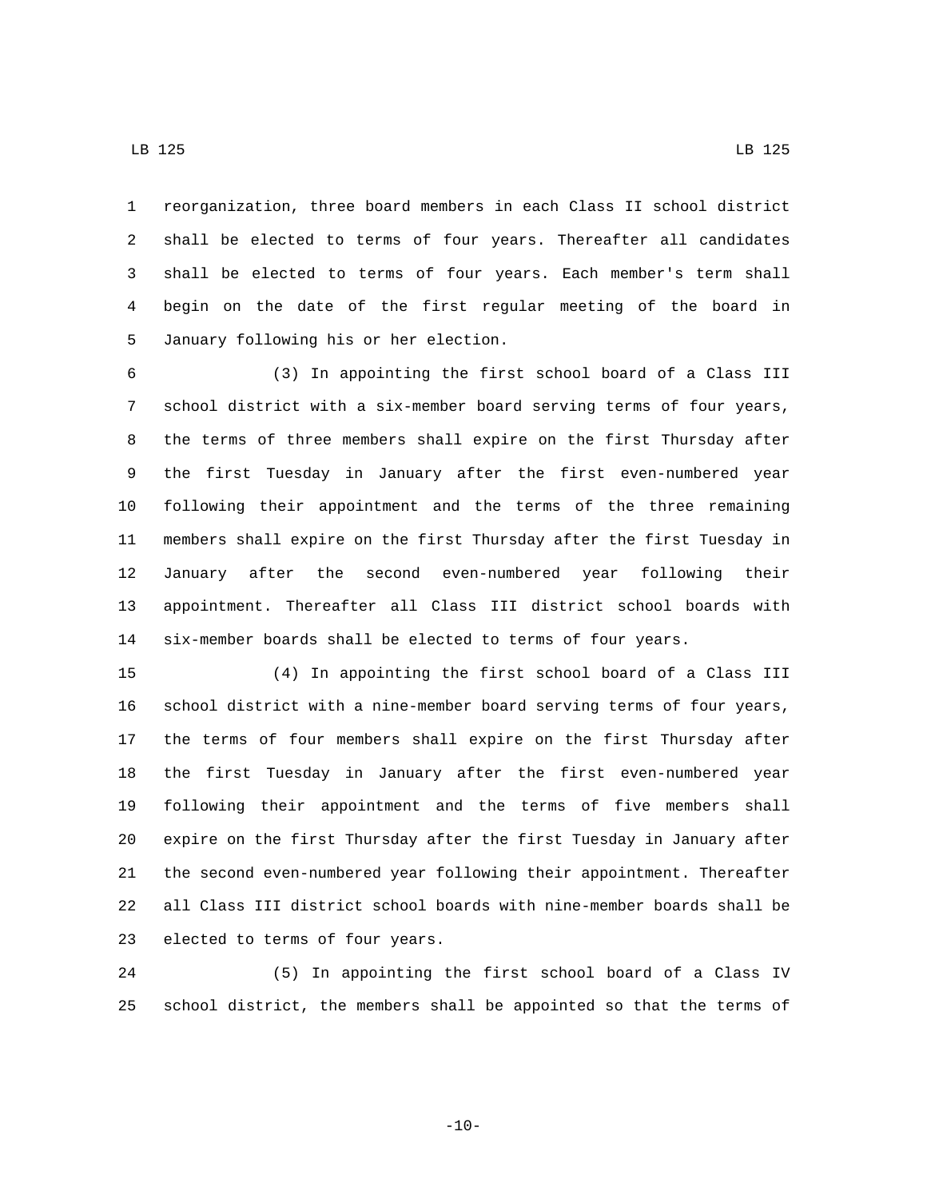reorganization, three board members in each Class II school district shall be elected to terms of four years. Thereafter all candidates shall be elected to terms of four years. Each member's term shall begin on the date of the first regular meeting of the board in January following his or her election.

(3) In appointing the first school board of a Class III school district with a six-member board serving terms of four years, the terms of three members shall expire on the first Thursday after the first Tuesday in January after the first even-numbered year following their appointment and the terms of the three remaining members shall expire on the first Thursday after the first Tuesday in January after the second even-numbered year following their appointment. Thereafter all Class III district school boards with six-member boards shall be elected to terms of four years.

(4) In appointing the first school board of a Class III school district with a nine-member board serving terms of four years, the terms of four members shall expire on the first Thursday after the first Tuesday in January after the first even-numbered year following their appointment and the terms of five members shall expire on the first Thursday after the first Tuesday in January after the second even-numbered year following their appointment. Thereafter all Class III district school boards with nine-member boards shall be elected to terms of four years.

(5) In appointing the first school board of a Class IV school district, the members shall be appointed so that the terms of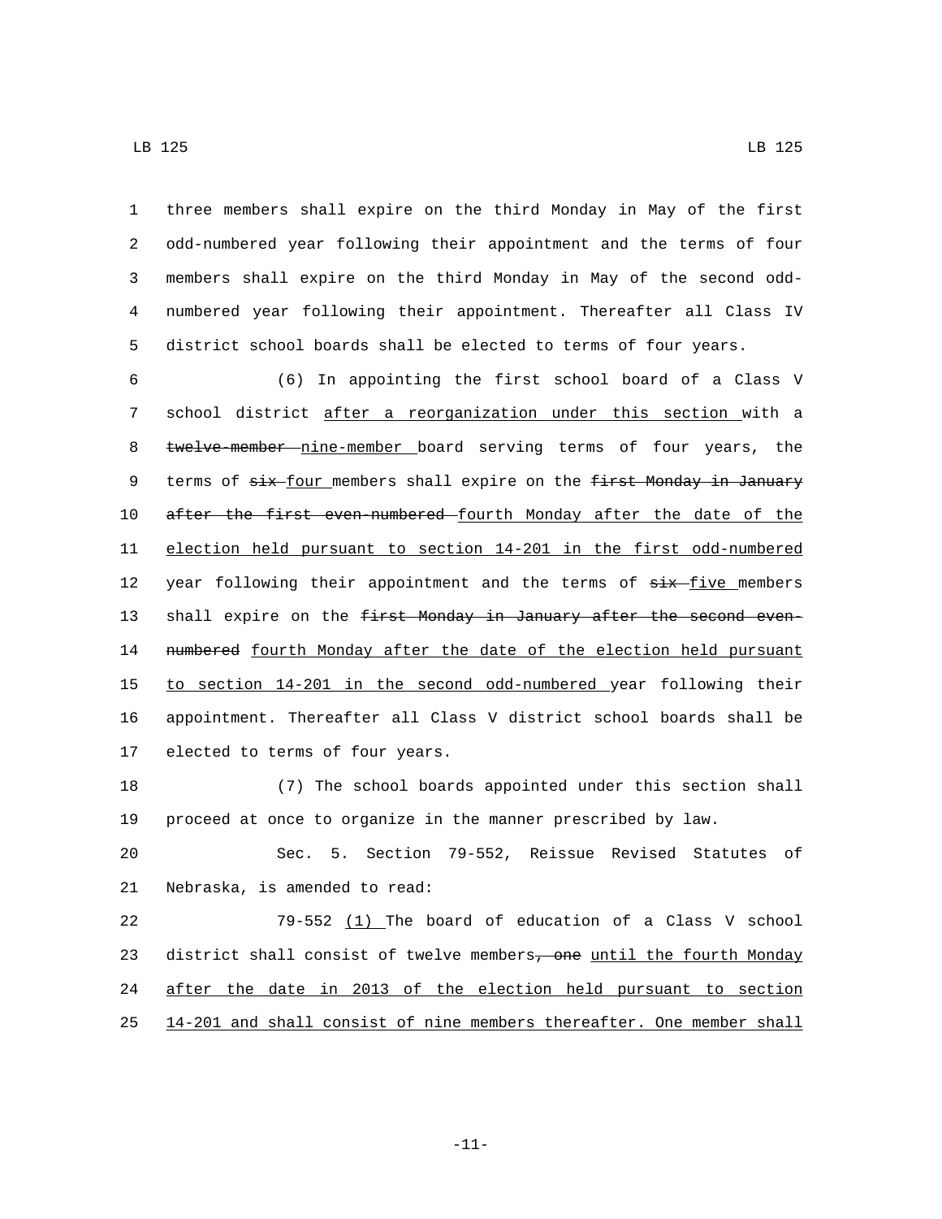three members shall expire on the third Monday in May of the first odd-numbered year following their appointment and the terms of four members shall expire on the third Monday in May of the second odd-numbered year following their appointment. Thereafter all Class IV district school boards shall be elected to terms of four years.

(6) In appointing the first school board of a Class V school district after a reorganization under this section with a ~~twelve-member~~ nine-member board serving terms of four years, the terms of ~~six~~ four members shall expire on the ~~first Monday in January after the first even-numbered~~ fourth Monday after the date of the election held pursuant to section 14-201 in the first odd-numbered year following their appointment and the terms of ~~six~~ five members shall expire on the ~~first Monday in January after the second even-numbered~~ fourth Monday after the date of the election held pursuant to section 14-201 in the second odd-numbered year following their appointment. Thereafter all Class V district school boards shall be elected to terms of four years.

(7) The school boards appointed under this section shall proceed at once to organize in the manner prescribed by law.

Sec. 5. Section 79-552, Reissue Revised Statutes of Nebraska, is amended to read:

79-552 (1) The board of education of a Class V school district shall consist of twelve members~~, one~~ until the fourth Monday after the date in 2013 of the election held pursuant to section 14-201 and shall consist of nine members thereafter. One member shall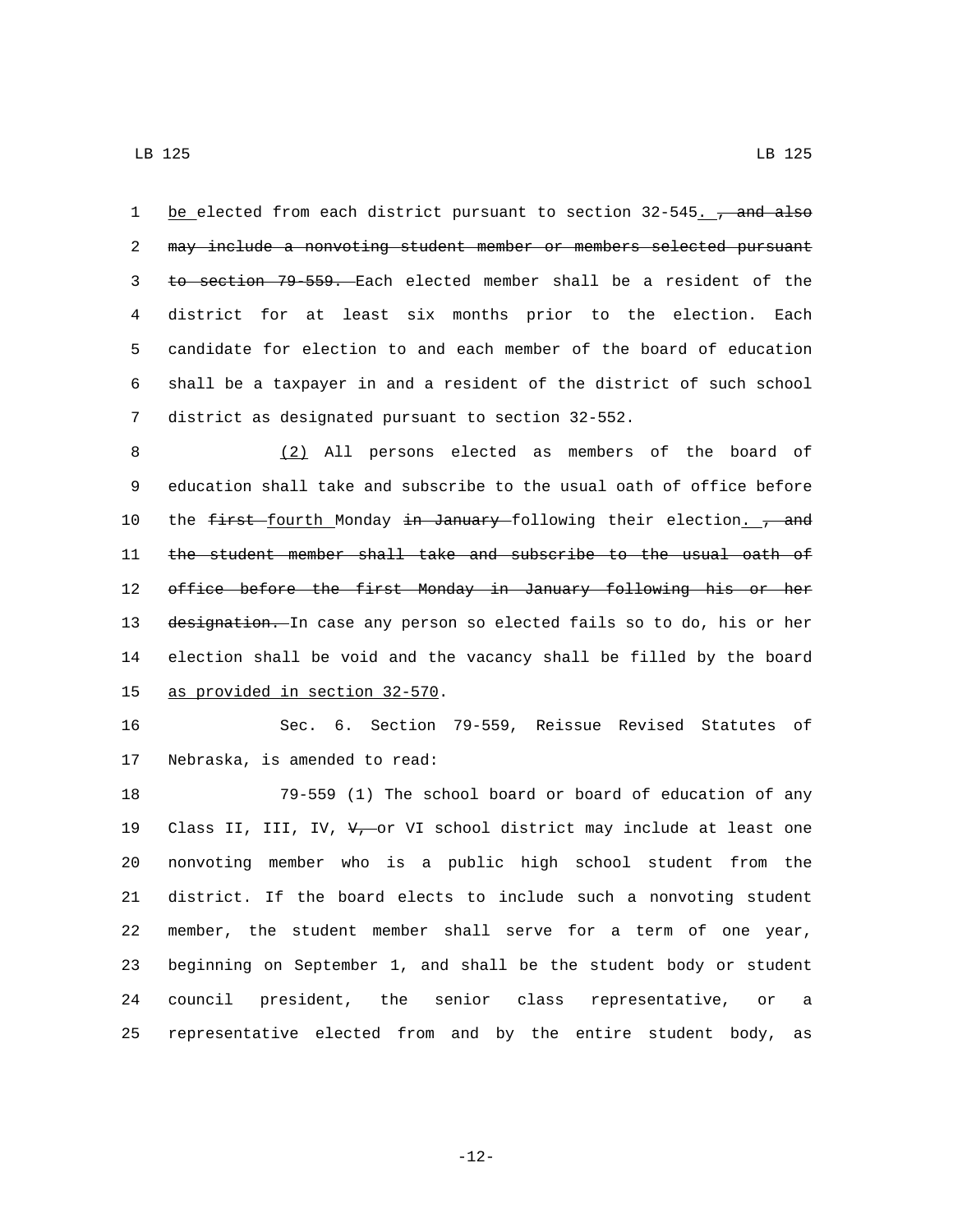be elected from each district pursuant to section 32-545. , and also may include a nonvoting student member or members selected pursuant to section 79-559. Each elected member shall be a resident of the district for at least six months prior to the election. Each candidate for election to and each member of the board of education shall be a taxpayer in and a resident of the district of such school district as designated pursuant to section 32-552.

(2) All persons elected as members of the board of education shall take and subscribe to the usual oath of office before the first fourth Monday in January following their election. , and the student member shall take and subscribe to the usual oath of office before the first Monday in January following his or her designation. In case any person so elected fails so to do, his or her election shall be void and the vacancy shall be filled by the board as provided in section 32-570.

Sec. 6. Section 79-559, Reissue Revised Statutes of Nebraska, is amended to read:

79-559 (1) The school board or board of education of any Class II, III, IV, V, or VI school district may include at least one nonvoting member who is a public high school student from the district. If the board elects to include such a nonvoting student member, the student member shall serve for a term of one year, beginning on September 1, and shall be the student body or student council president, the senior class representative, or a representative elected from and by the entire student body, as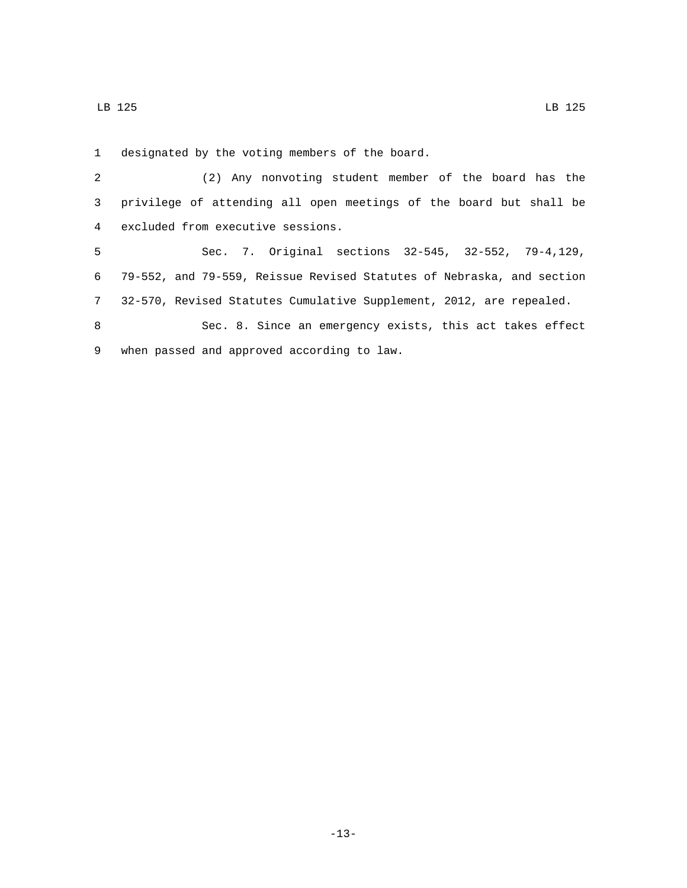designated by the voting members of the board.

(2) Any nonvoting student member of the board has the privilege of attending all open meetings of the board but shall be excluded from executive sessions.

Sec. 7. Original sections 32-545, 32-552, 79-4,129, 79-552, and 79-559, Reissue Revised Statutes of Nebraska, and section 32-570, Revised Statutes Cumulative Supplement, 2012, are repealed.

Sec. 8. Since an emergency exists, this act takes effect when passed and approved according to law.